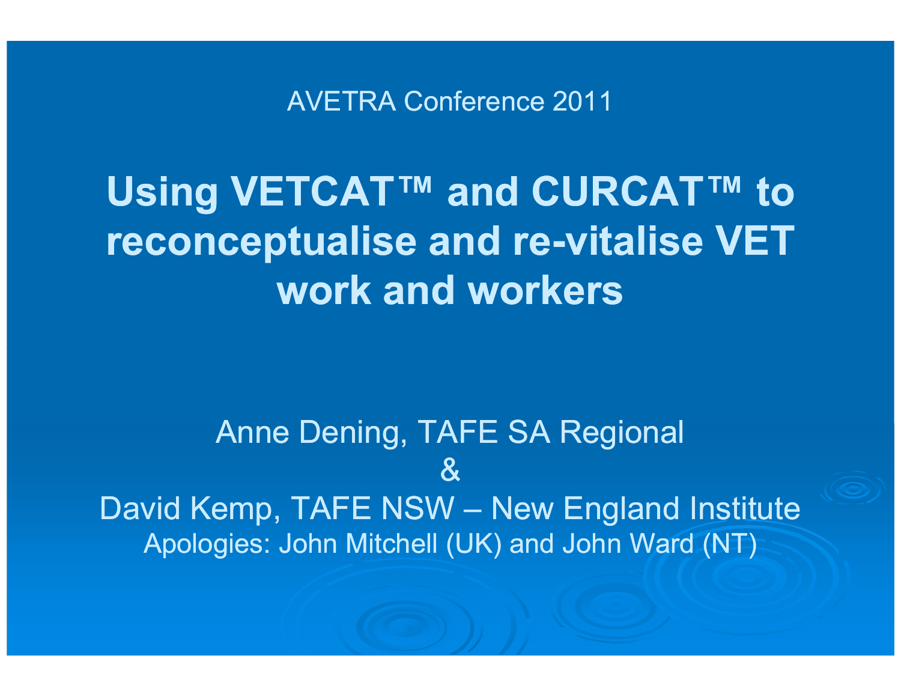AVETRA Conference 2011

# Using VETCAT™ and CURCAT™ to reconceptualise and re-vitalise VET work and workers

Anne Dening, TAFE SA Regional

&

David Kemp, TAFE NSW – New England Institute

Apologies: John Mitchell (UK) and John Ward (NT)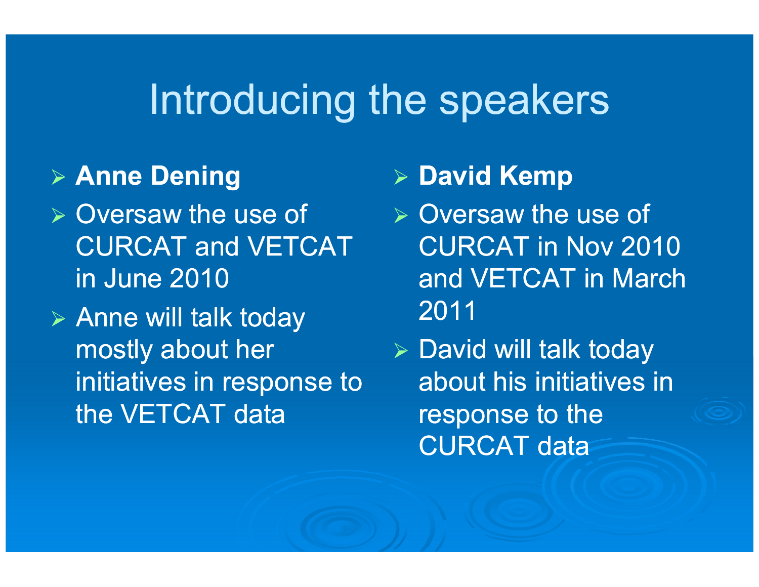# Introducing the speakers

- **Anne Dening**
- Oversaw the use of CURCAT and VETCAT in June 2010
- Anne will talk today mostly about her initiatives in response to the VETCAT data

- **David Kemp**
- Oversaw the use of CURCAT in Nov 2010 and VETCAT in March 2011
- David will talk today about his initiatives in response to the CURCAT data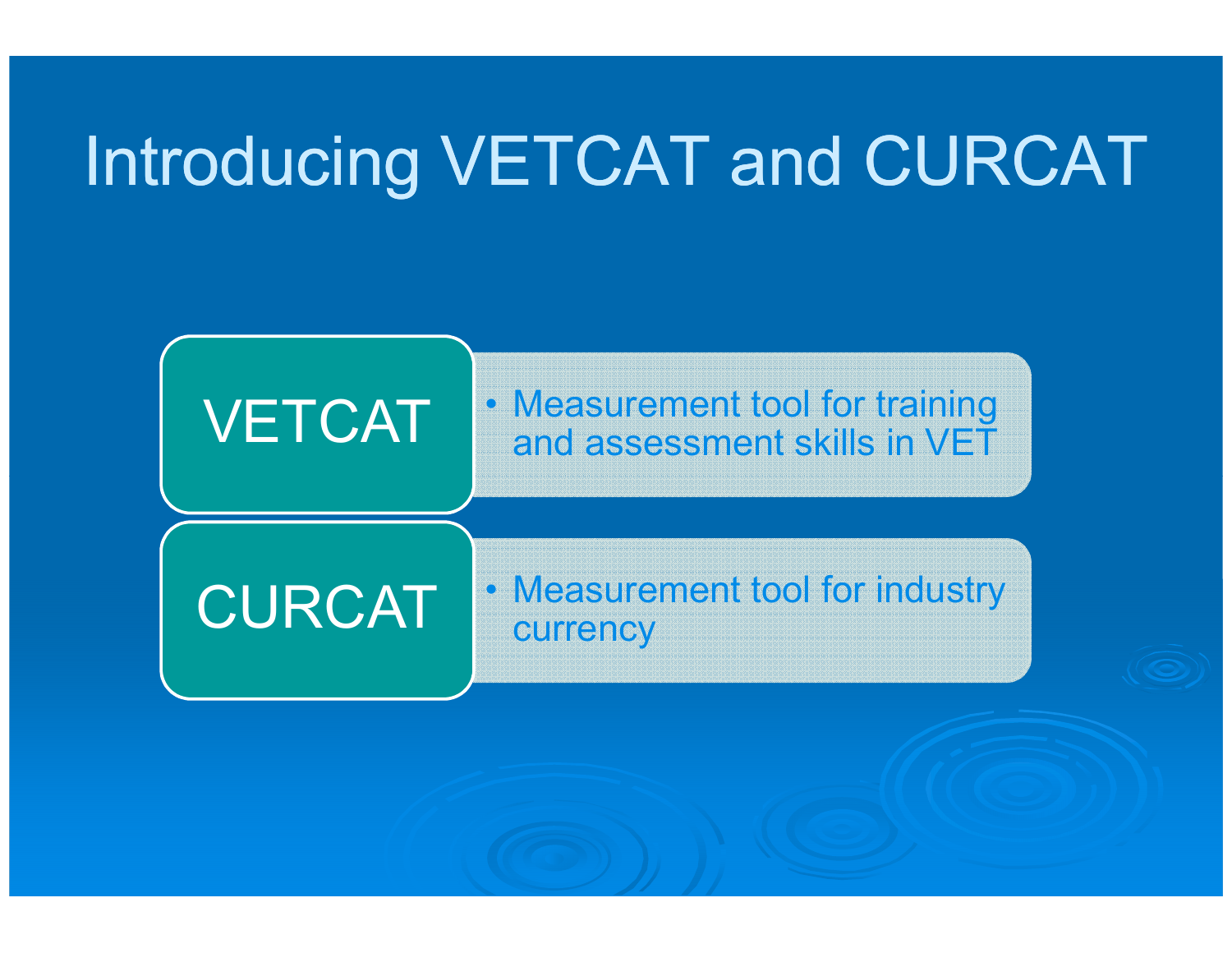# Introducing VETCAT and CURCAT

**VETCAT**

- Measurement tool for training and assessment skills in VET

**CURCAT**

- Measurement tool for industry currency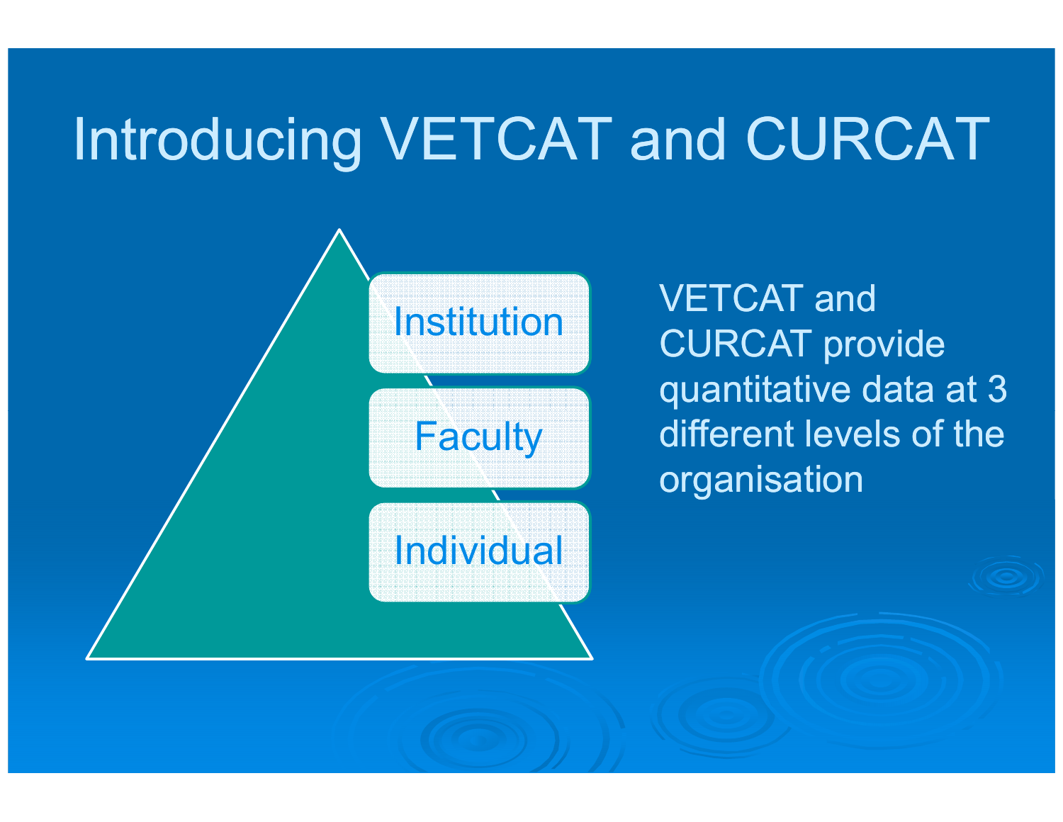# Introducing VETCAT and CURCAT

- Institution
- Faculty
- Individual

VETCAT and CURCAT provide quantitative data at 3 different levels of the organisation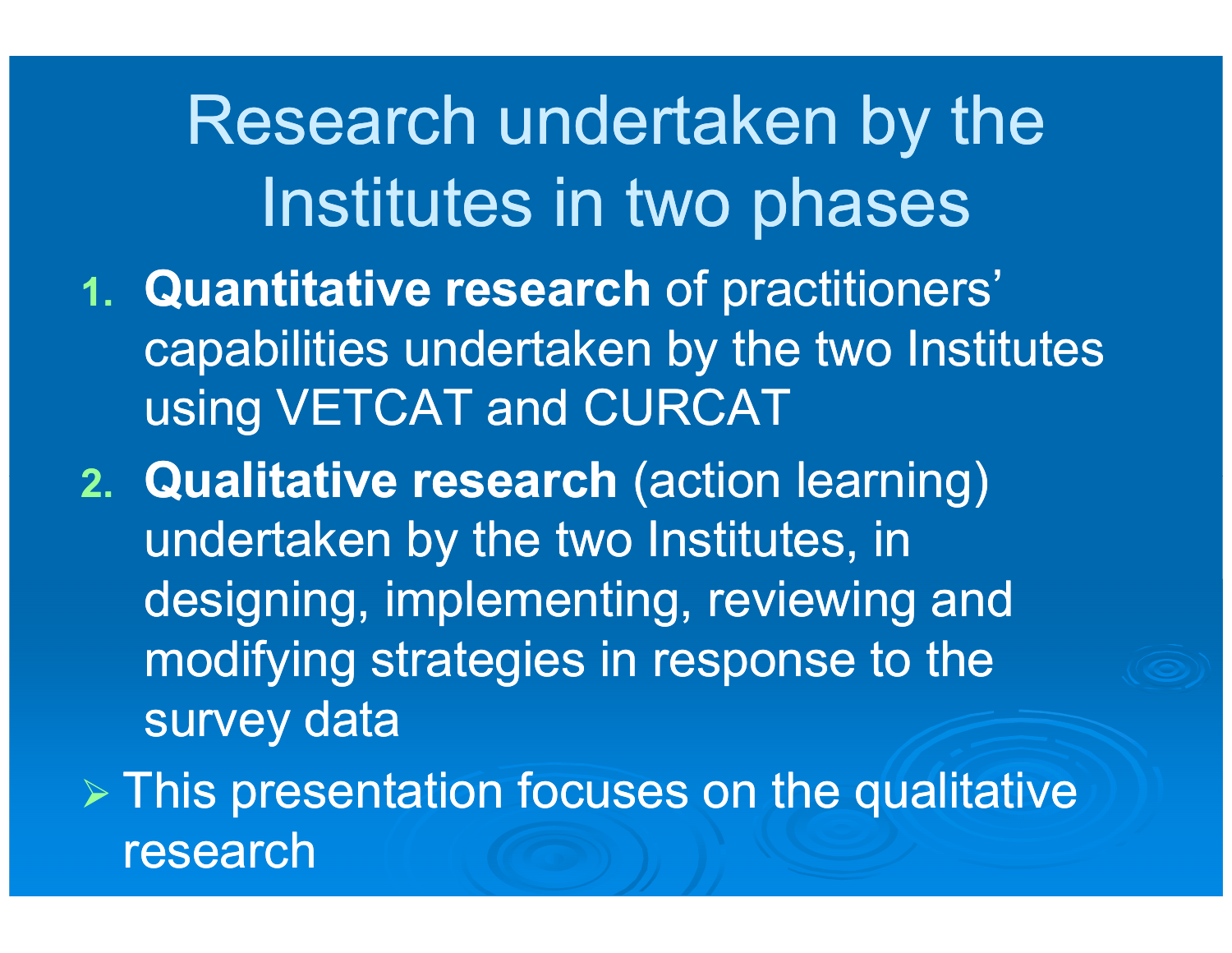# Research undertaken by the Institutes in two phases

1. **Quantitative research** of practitioners' capabilities undertaken by the two Institutes using VETCAT and CURCAT
2. **Qualitative research** (action learning) undertaken by the two Institutes, in designing, implementing, reviewing and modifying strategies in response to the survey data

- This presentation focuses on the qualitative research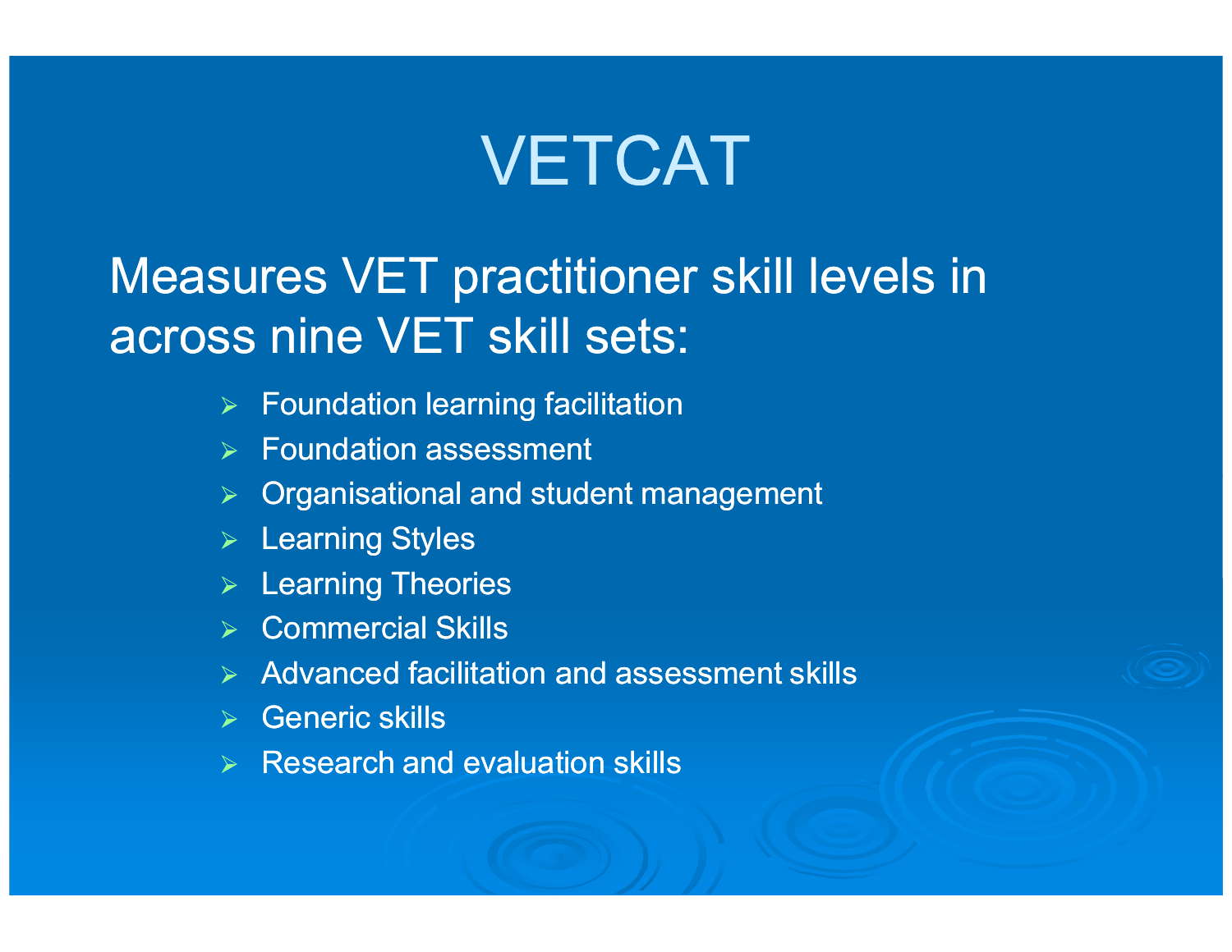# VETCAT

Measures VET practitioner skill levels in across nine VET skill sets:

- Foundation learning facilitation
- Foundation assessment
- Organisational and student management
- Learning Styles
- Learning Theories
- Commercial Skills
- Advanced facilitation and assessment skills
- Generic skills
- Research and evaluation skills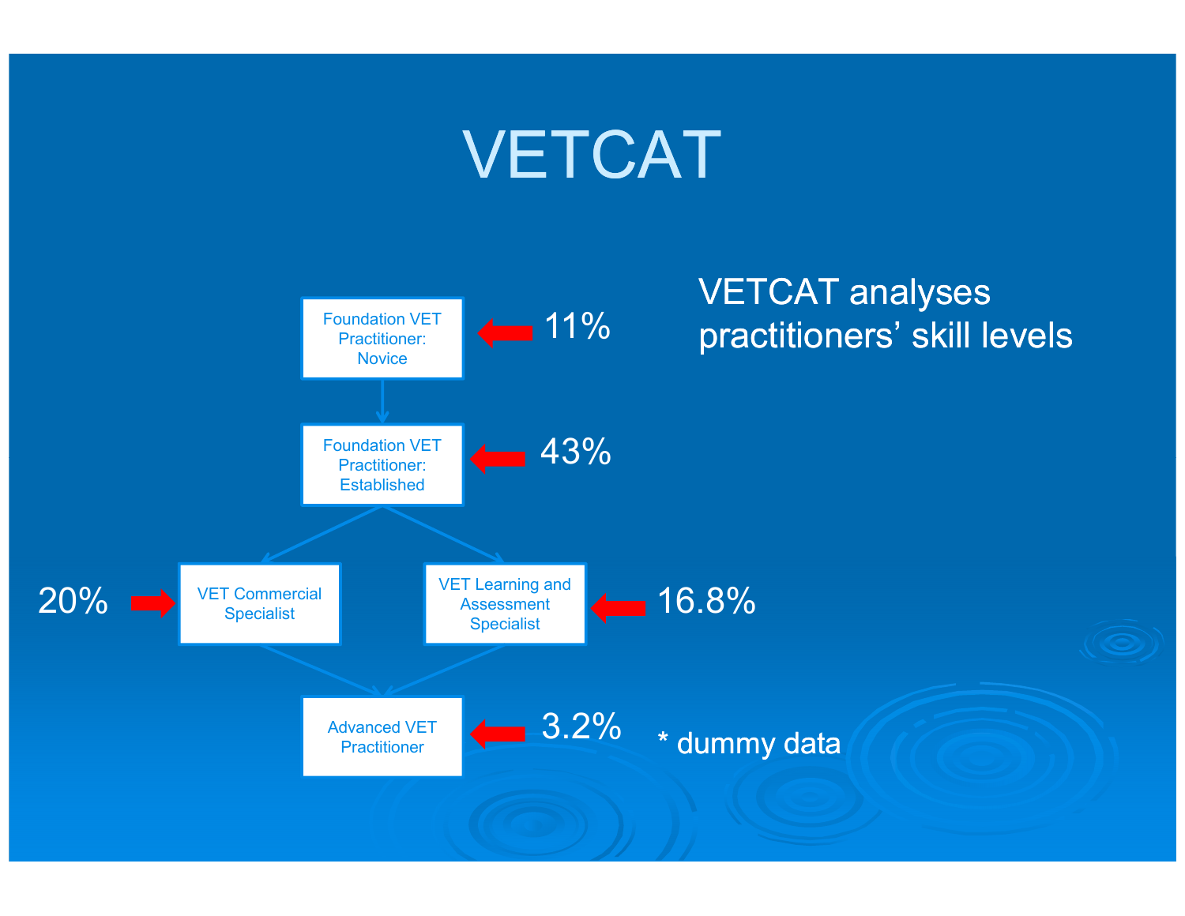# VETCAT

VETCAT analyses practitioners' skill levels

- Foundation VET Practitioner: Novice — 11%
- Foundation VET Practitioner: Established — 43%
- VET Commercial Specialist — 20%
- VET Learning and Assessment Specialist — 16.8%
- Advanced VET Practitioner — 3.2%

* dummy data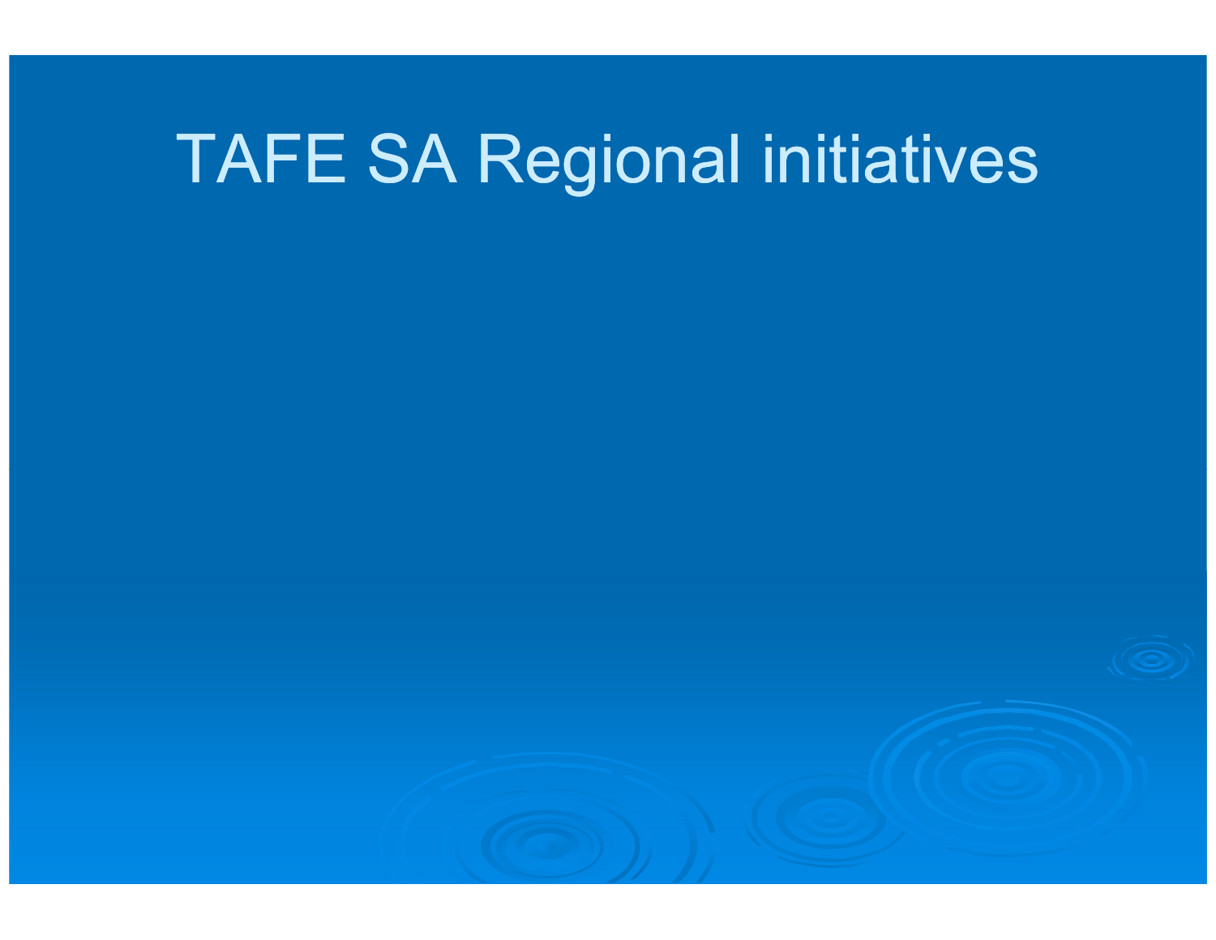# TAFE SA Regional initiatives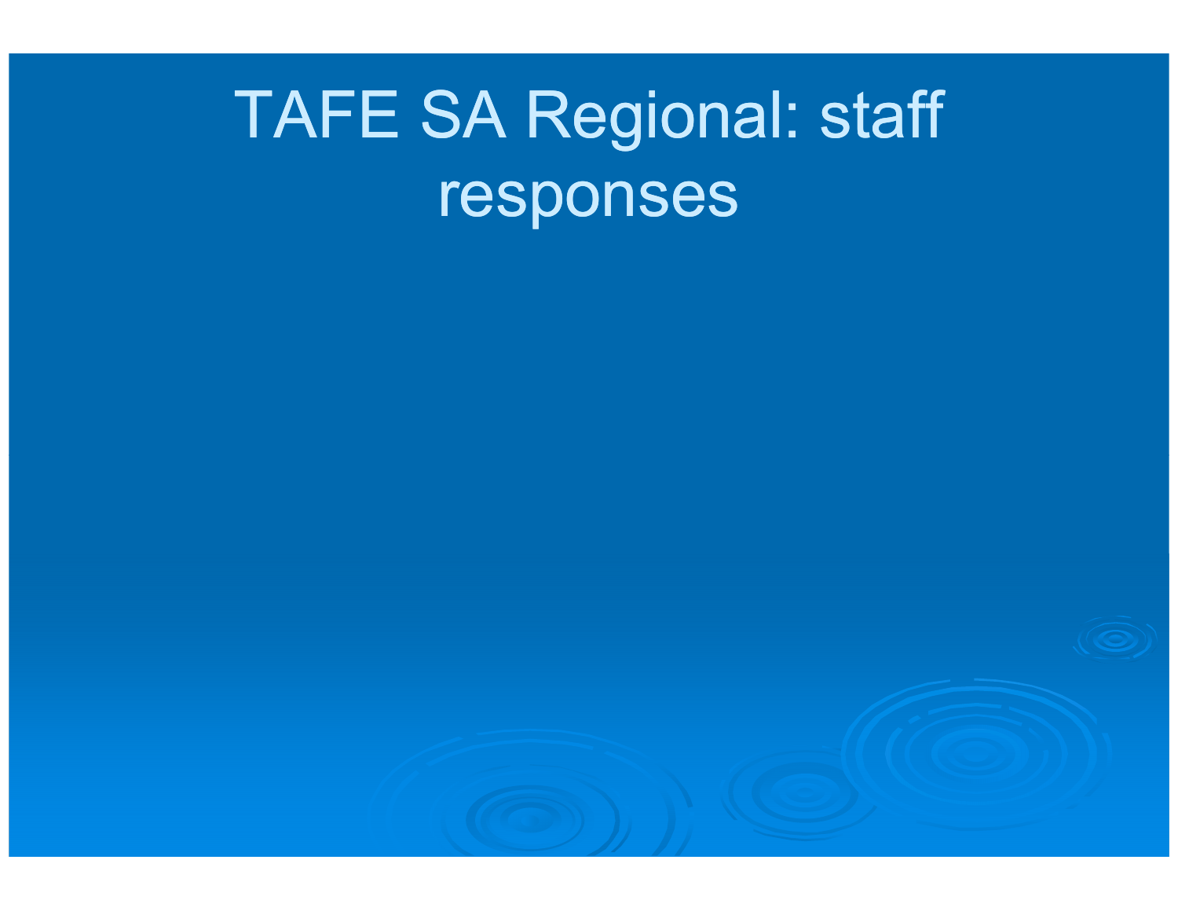# TAFE SA Regional: staff responses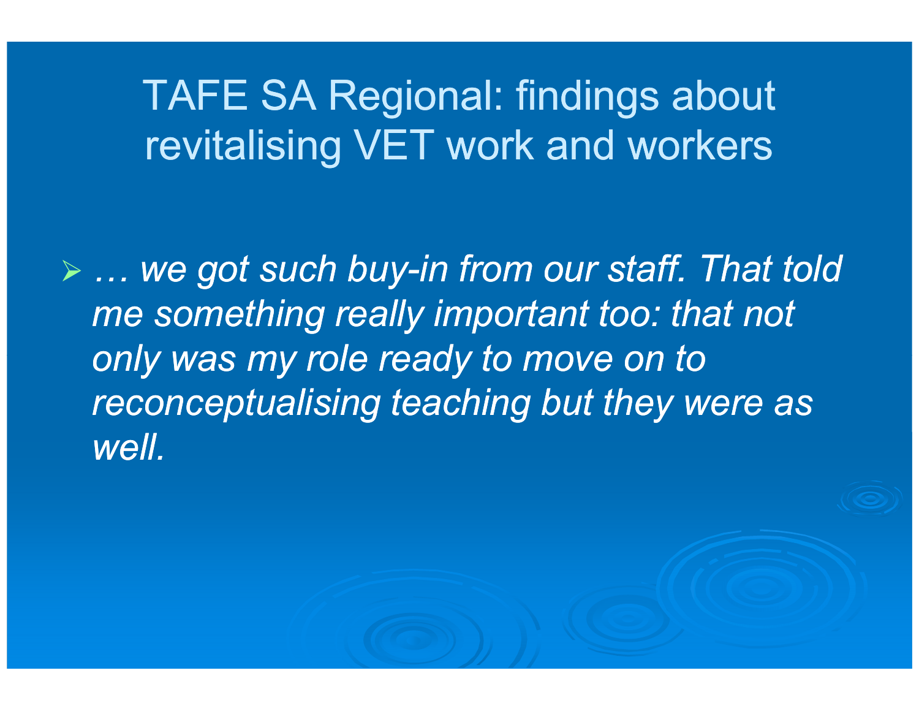# TAFE SA Regional: findings about revitalising VET work and workers

- *… we got such buy-in from our staff. That told me something really important too: that not only was my role ready to move on to reconceptualising teaching but they were as well.*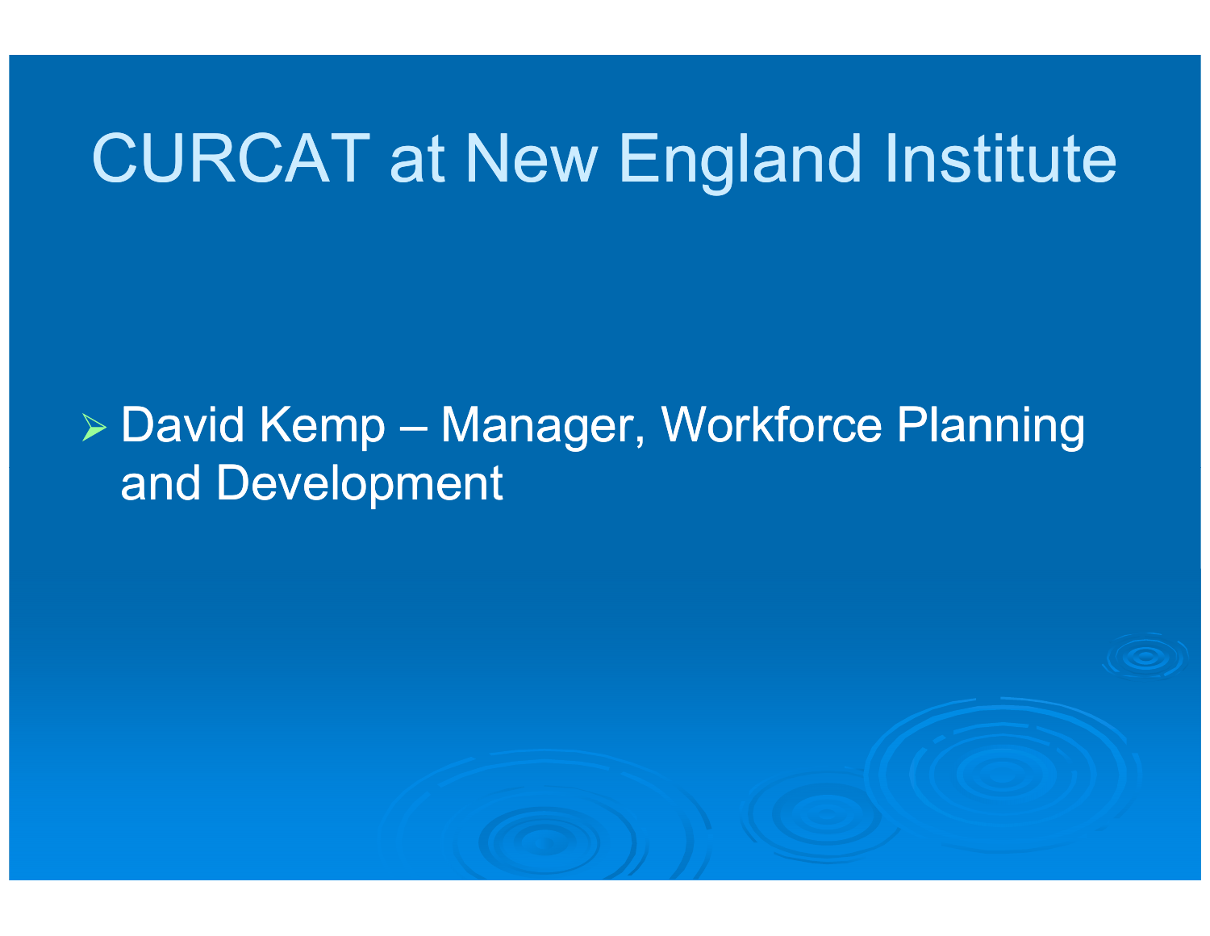# CURCAT at New England Institute

- David Kemp – Manager, Workforce Planning and Development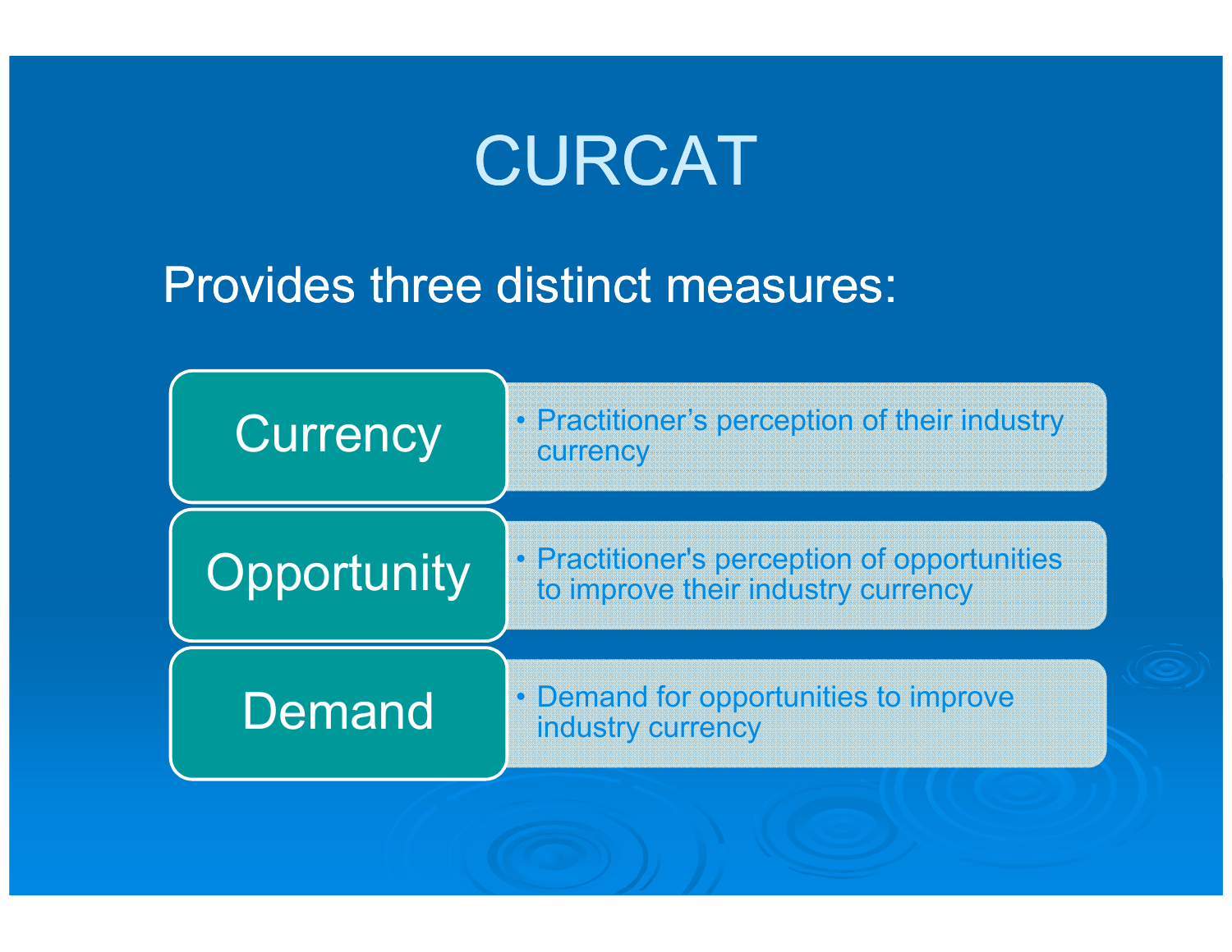# CURCAT

Provides three distinct measures:

| Measure | Description |
| --- | --- |
| Currency | Practitioner's perception of their industry currency |
| Opportunity | Practitioner's perception of opportunities to improve their industry currency |
| Demand | Demand for opportunities to improve industry currency |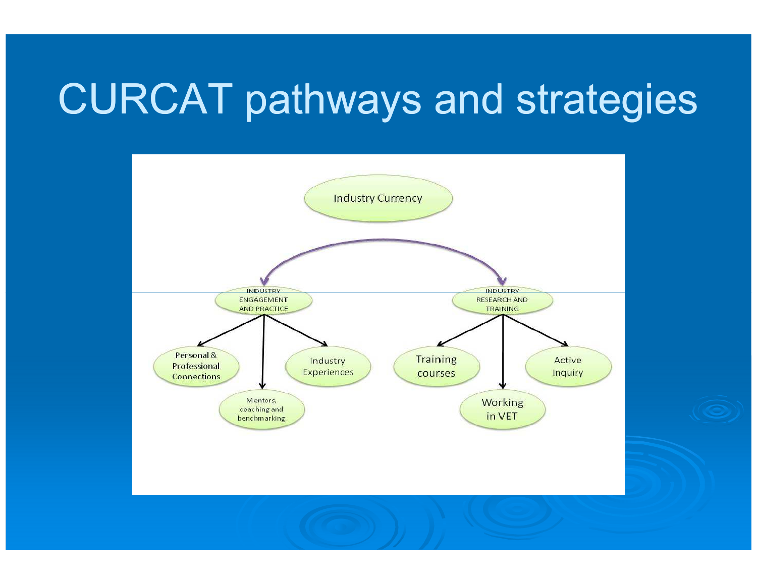# CURCAT pathways and strategies

Industry Currency

- INDUSTRY ENGAGEMENT AND PRACTICE
  - Personal & Professional Connections
  - Mentors, coaching and benchmarking
  - Industry Experiences
- INDUSTRY RESEARCH AND TRAINING
  - Training courses
  - Working in VET
  - Active Inquiry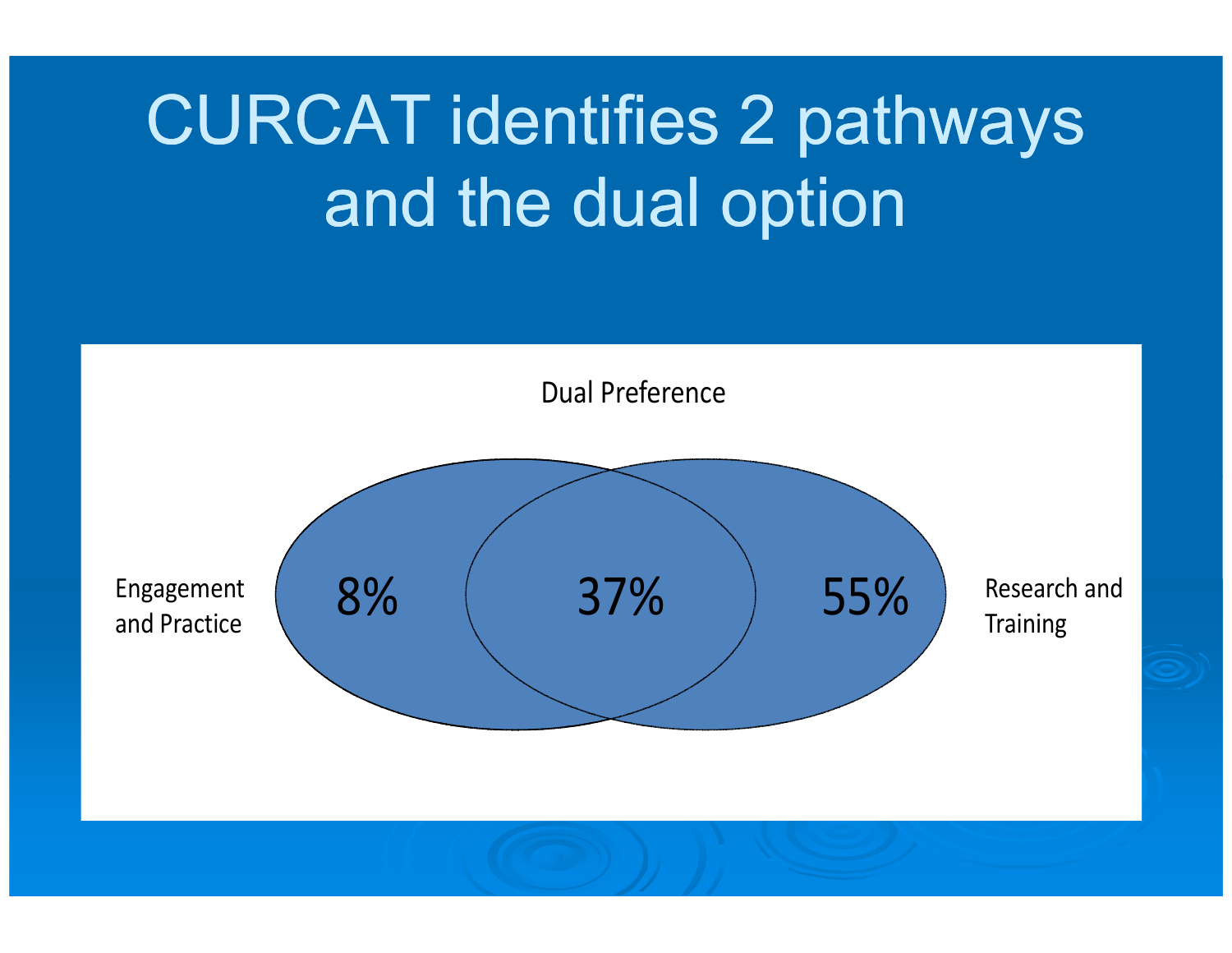# CURCAT identifies 2 pathways and the dual option

Dual Preference

Engagement and Practice

8%

37%

55%

Research and Training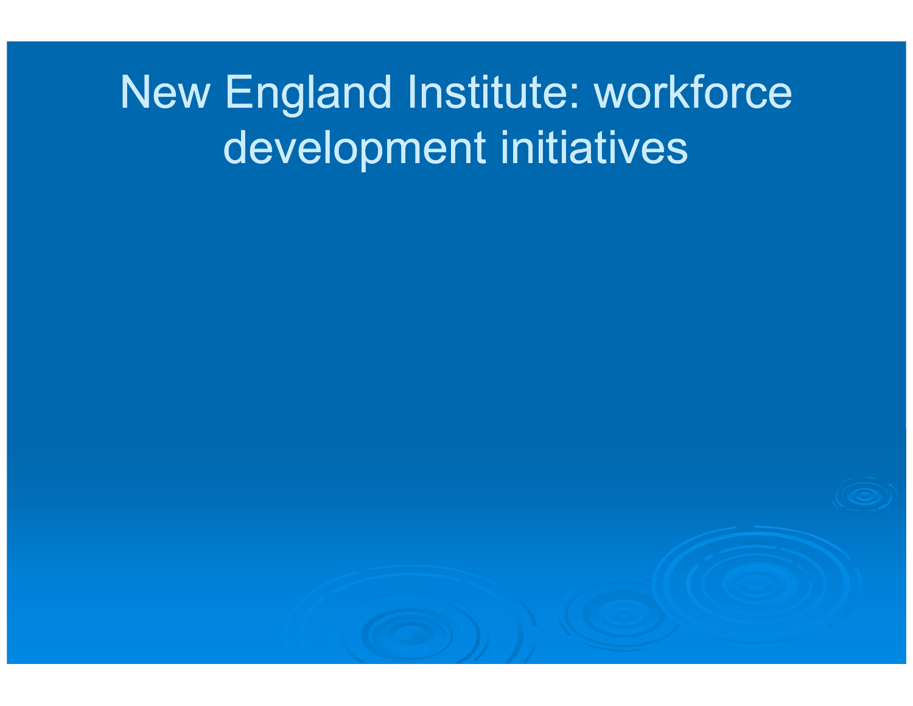# New England Institute: workforce development initiatives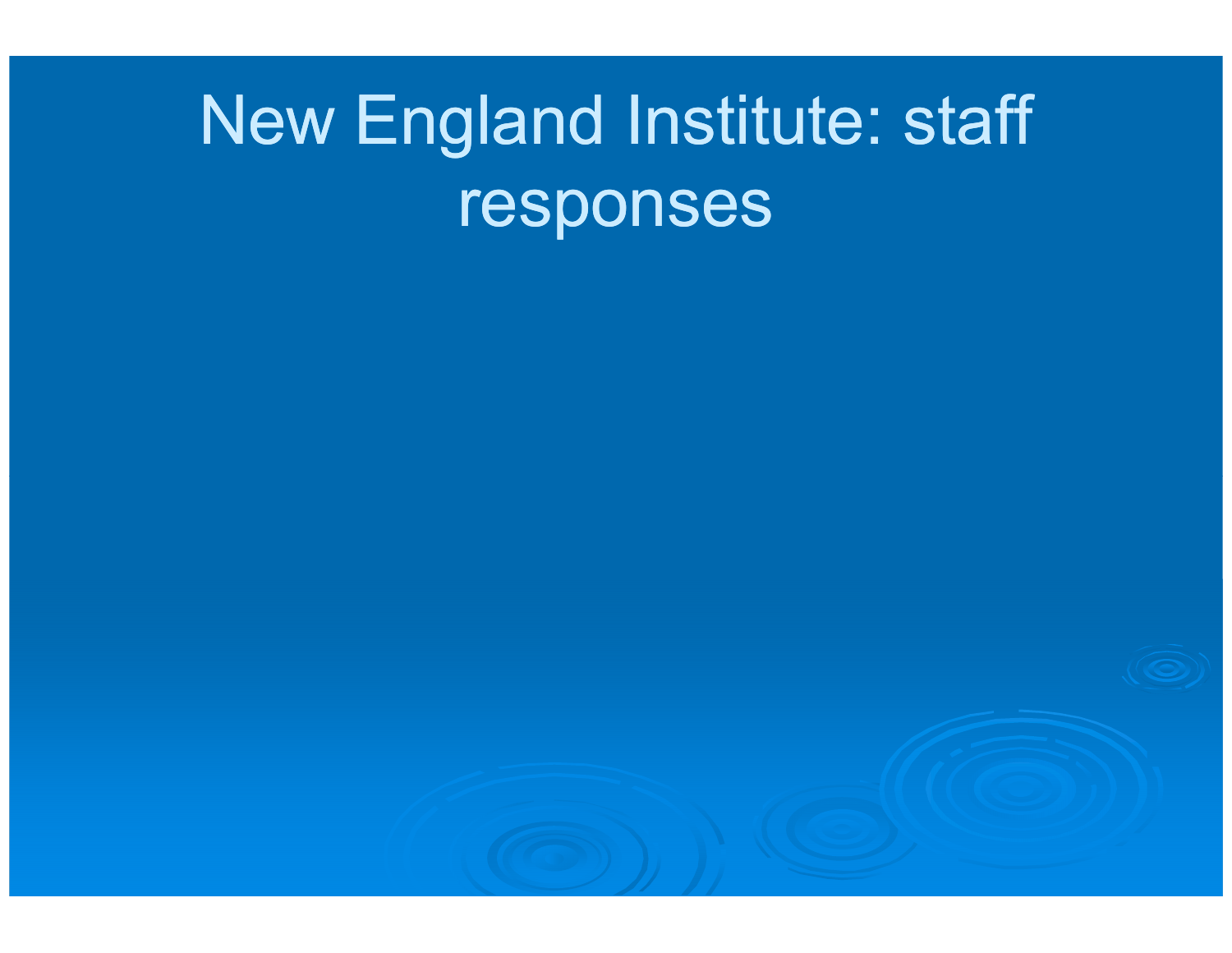# New England Institute: staff responses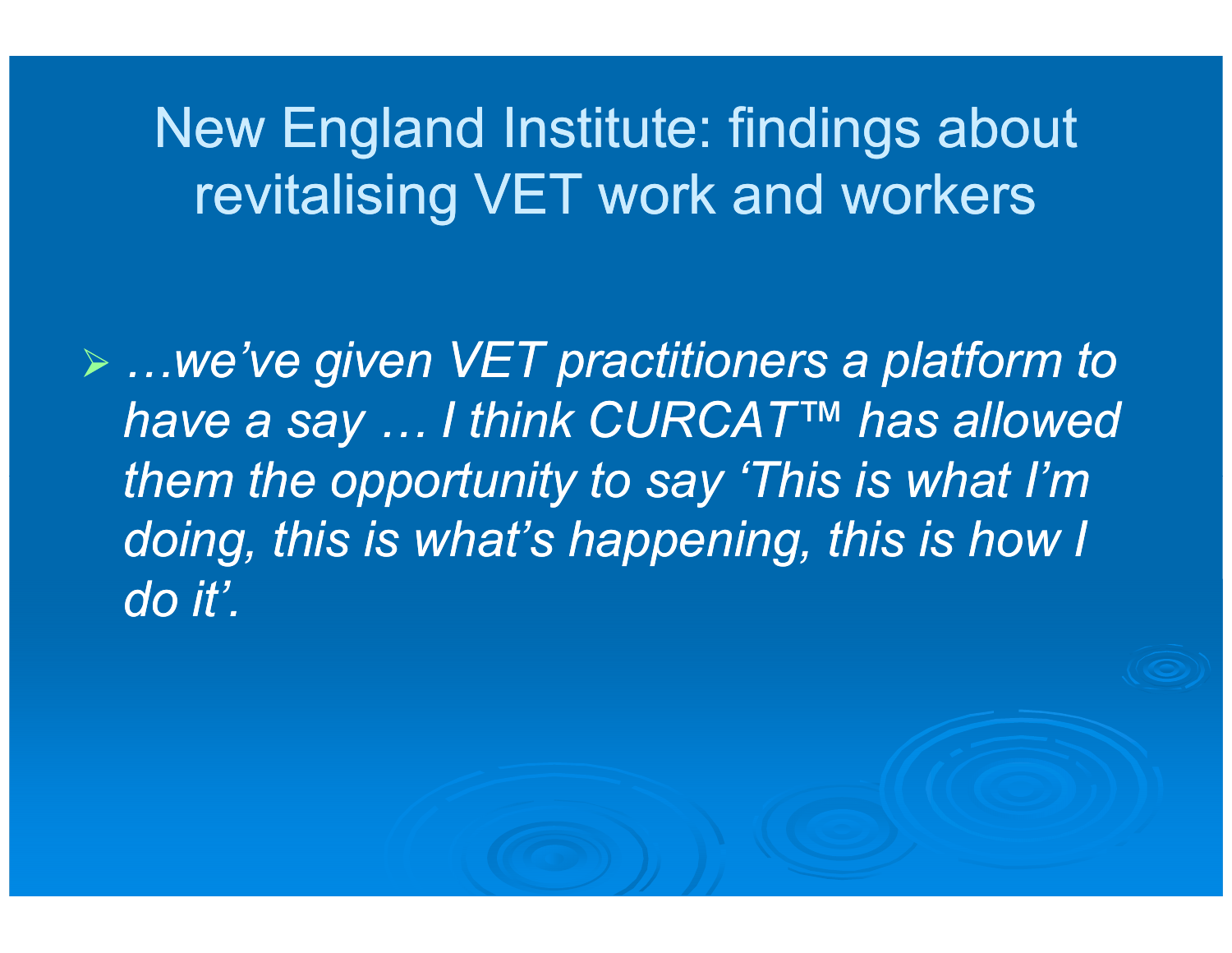# New England Institute: findings about revitalising VET work and workers

- *…we've given VET practitioners a platform to have a say … I think CURCAT™ has allowed them the opportunity to say 'This is what I'm doing, this is what's happening, this is how I do it'.*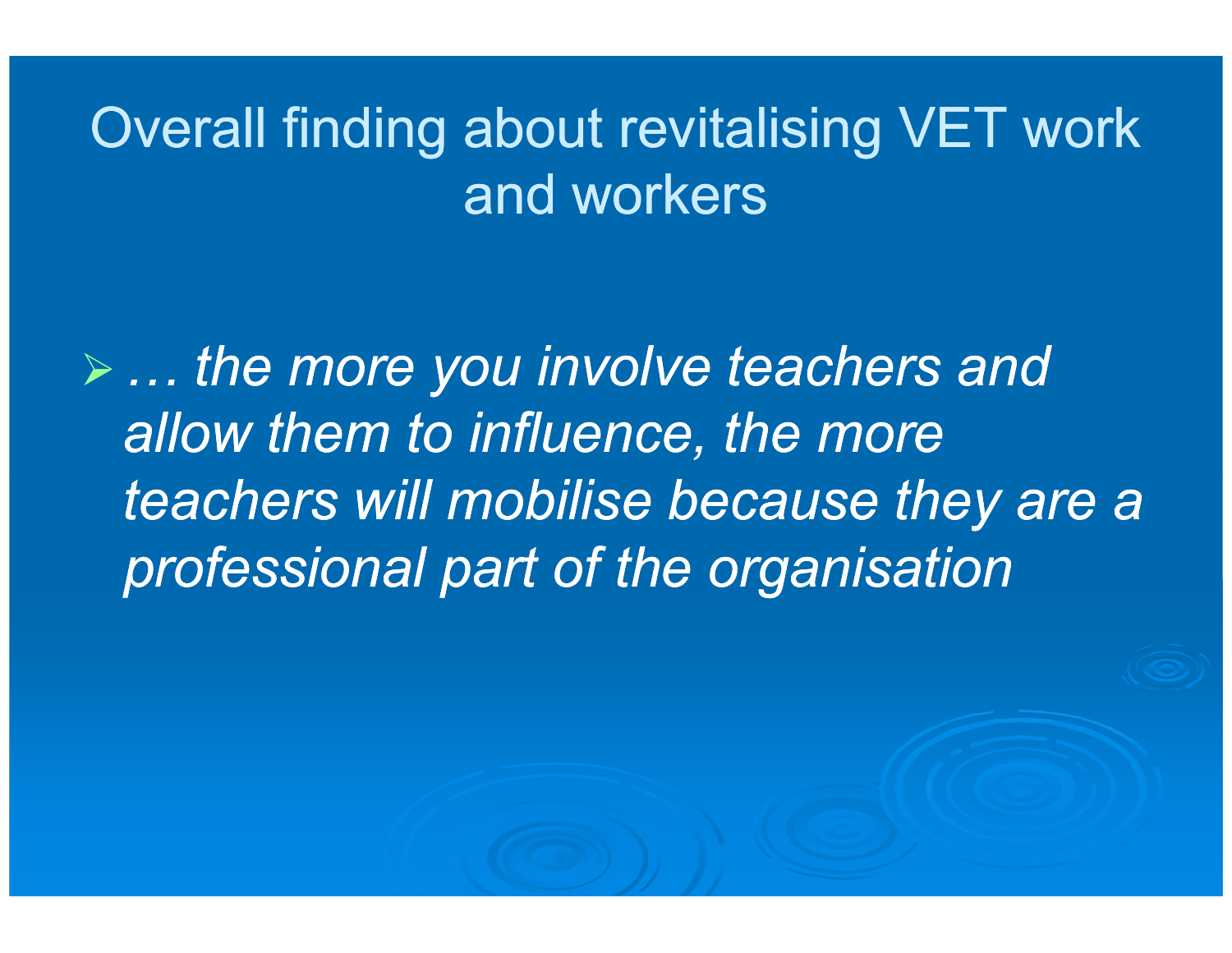# Overall finding about revitalising VET work and workers

- *… the more you involve teachers and allow them to influence, the more teachers will mobilise because they are a professional part of the organisation*